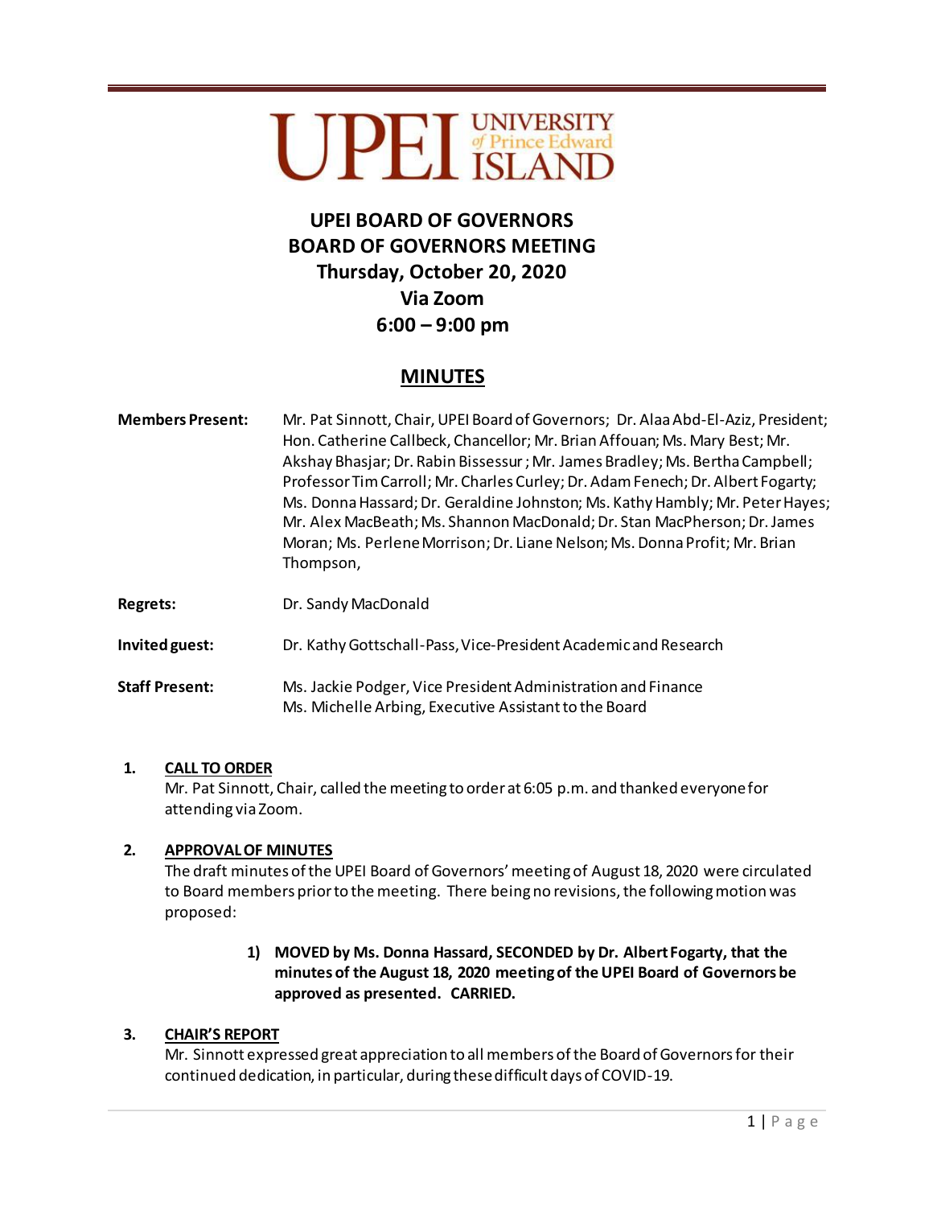UPEI UNIVERSITY of Prince Edward ISLAND

# UPEI BOARD OF GOVERNORS
# BOARD OF GOVERNORS MEETING
# Thursday, October 20, 2020
# Via Zoom
# 6:00 – 9:00 pm

## MINUTES

**Members Present:** Mr. Pat Sinnott, Chair, UPEI Board of Governors; Dr. Alaa Abd-El-Aziz, President; Hon. Catherine Callbeck, Chancellor; Mr. Brian Affouan; Ms. Mary Best; Mr. Akshay Bhasjar; Dr. Rabin Bissessur ; Mr. James Bradley; Ms. Bertha Campbell; Professor Tim Carroll; Mr. Charles Curley; Dr. Adam Fenech; Dr. Albert Fogarty; Ms. Donna Hassard; Dr. Geraldine Johnston; Ms. Kathy Hambly; Mr. Peter Hayes; Mr. Alex MacBeath; Ms. Shannon MacDonald; Dr. Stan MacPherson; Dr. James Moran; Ms. Perlene Morrison; Dr. Liane Nelson; Ms. Donna Profit; Mr. Brian Thompson,

**Regrets:** Dr. Sandy MacDonald

**Invited guest:** Dr. Kathy Gottschall-Pass, Vice-President Academic and Research

**Staff Present:** Ms. Jackie Podger, Vice President Administration and Finance
Ms. Michelle Arbing, Executive Assistant to the Board

1. **CALL TO ORDER**
   Mr. Pat Sinnott, Chair, called the meeting to order at 6:05 p.m. and thanked everyone for attending via Zoom.

2. **APPROVAL OF MINUTES**
   The draft minutes of the UPEI Board of Governors' meeting of August 18, 2020 were circulated to Board members prior to the meeting. There being no revisions, the following motion was proposed:

   > **1) MOVED by Ms. Donna Hassard, SECONDED by Dr. Albert Fogarty, that the minutes of the August 18, 2020 meeting of the UPEI Board of Governors be approved as presented. CARRIED.**

3. **CHAIR'S REPORT**
   Mr. Sinnott expressed great appreciation to all members of the Board of Governors for their continued dedication, in particular, during these difficult days of COVID-19.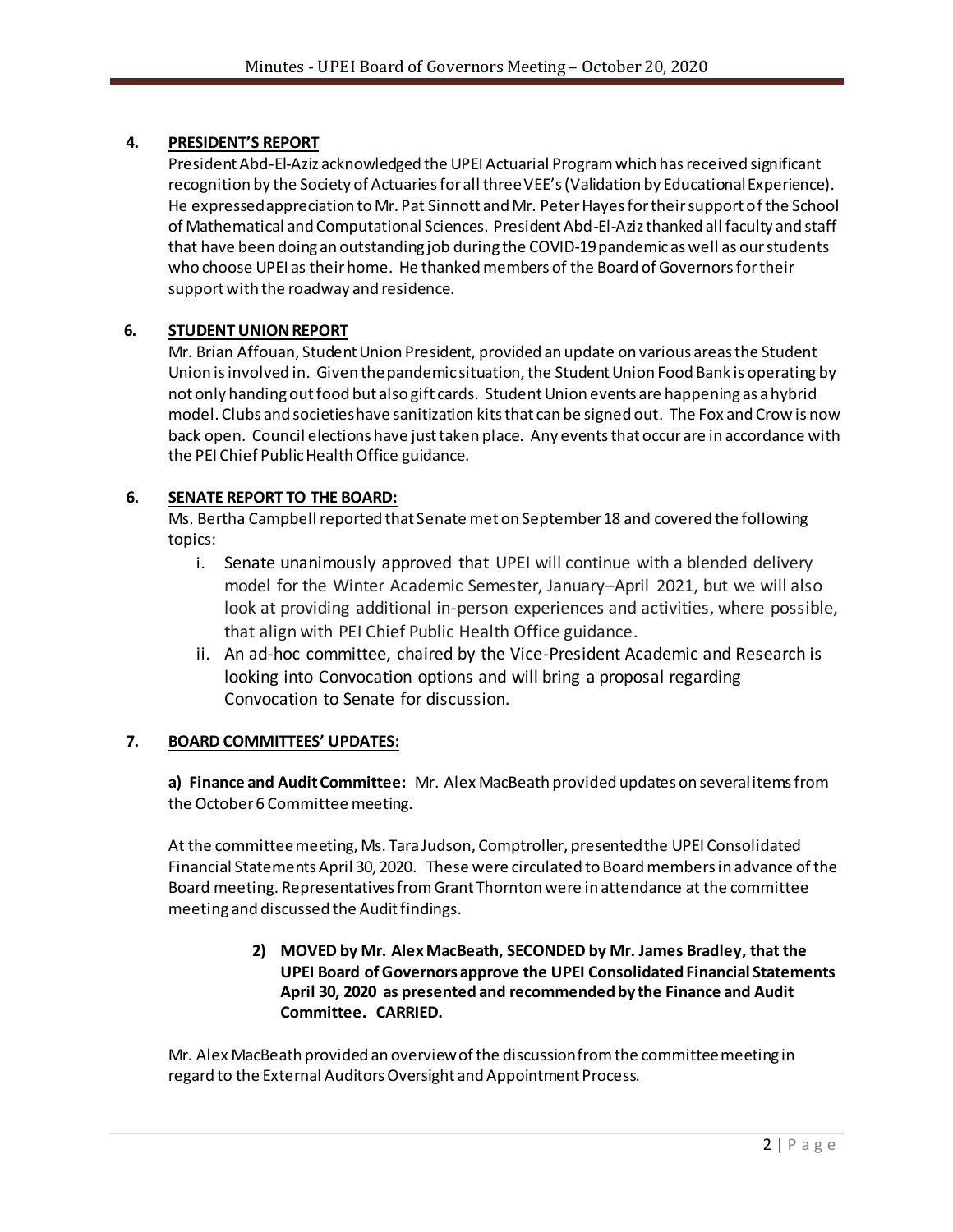## 4. PRESIDENT'S REPORT

President Abd-El-Aziz acknowledged the UPEI Actuarial Program which has received significant recognition by the Society of Actuaries for all three VEE's (Validation by Educational Experience). He expressed appreciation to Mr. Pat Sinnott and Mr. Peter Hayes for their support of the School of Mathematical and Computational Sciences. President Abd-El-Aziz thanked all faculty and staff that have been doing an outstanding job during the COVID-19 pandemic as well as our students who choose UPEI as their home. He thanked members of the Board of Governors for their support with the roadway and residence.

## 6. STUDENT UNION REPORT

Mr. Brian Affouan, Student Union President, provided an update on various areas the Student Union is involved in. Given the pandemic situation, the Student Union Food Bank is operating by not only handing out food but also gift cards. Student Union events are happening as a hybrid model. Clubs and societies have sanitization kits that can be signed out. The Fox and Crow is now back open. Council elections have just taken place. Any events that occur are in accordance with the PEI Chief Public Health Office guidance.

## 6. SENATE REPORT TO THE BOARD:

Ms. Bertha Campbell reported that Senate met on September 18 and covered the following topics:

i. Senate unanimously approved that UPEI will continue with a blended delivery model for the Winter Academic Semester, January–April 2021, but we will also look at providing additional in-person experiences and activities, where possible, that align with PEI Chief Public Health Office guidance.

ii. An ad-hoc committee, chaired by the Vice-President Academic and Research is looking into Convocation options and will bring a proposal regarding Convocation to Senate for discussion.

## 7. BOARD COMMITTEES' UPDATES:

**a) Finance and Audit Committee:** Mr. Alex MacBeath provided updates on several items from the October 6 Committee meeting.

At the committee meeting, Ms. Tara Judson, Comptroller, presented the UPEI Consolidated Financial Statements April 30, 2020. These were circulated to Board members in advance of the Board meeting. Representatives from Grant Thornton were in attendance at the committee meeting and discussed the Audit findings.

> **2) MOVED by Mr. Alex MacBeath, SECONDED by Mr. James Bradley, that the UPEI Board of Governors approve the UPEI Consolidated Financial Statements April 30, 2020 as presented and recommended by the Finance and Audit Committee. CARRIED.**

Mr. Alex MacBeath provided an overview of the discussion from the committee meeting in regard to the External Auditors Oversight and Appointment Process.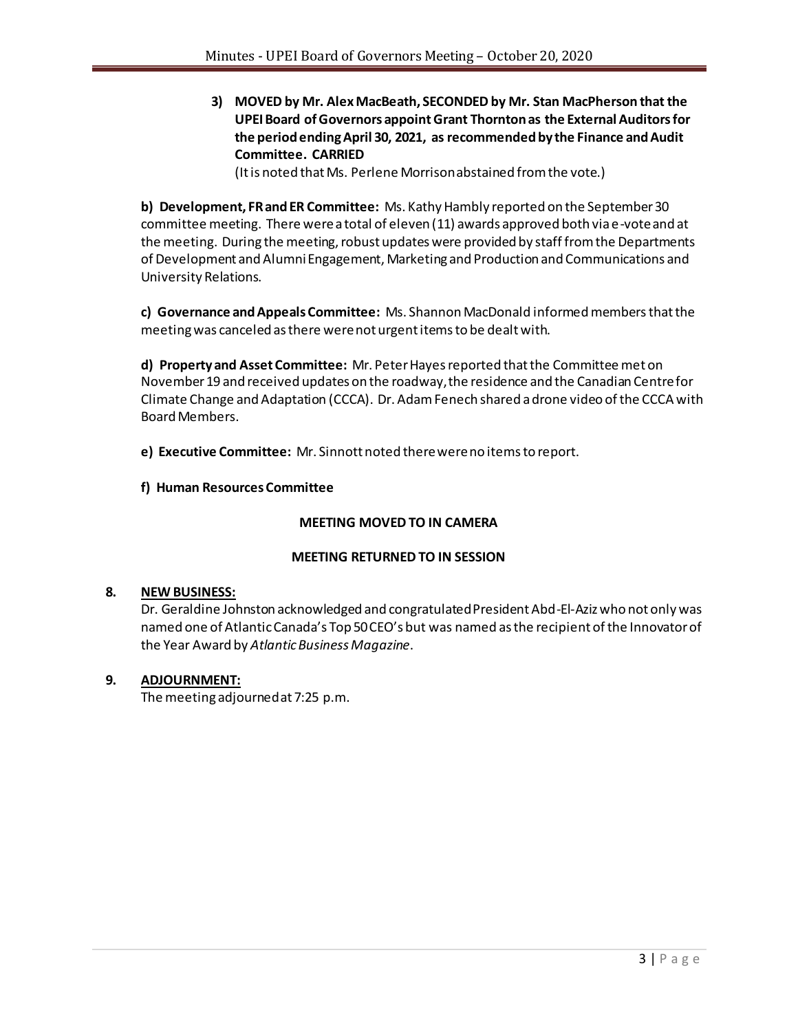3) **MOVED by Mr. Alex MacBeath, SECONDED by Mr. Stan MacPherson that the UPEI Board of Governors appoint Grant Thornton as the External Auditors for the period ending April 30, 2021, as recommended by the Finance and Audit Committee. CARRIED**
(It is noted that Ms. Perlene Morrison abstained from the vote.)

**b) Development, FR and ER Committee:** Ms. Kathy Hambly reported on the September 30 committee meeting. There were a total of eleven (11) awards approved both via e-vote and at the meeting. During the meeting, robust updates were provided by staff from the Departments of Development and Alumni Engagement, Marketing and Production and Communications and University Relations.

**c) Governance and Appeals Committee:** Ms. Shannon MacDonald informed members that the meeting was canceled as there were not urgent items to be dealt with.

**d) Property and Asset Committee:** Mr. Peter Hayes reported that the Committee met on November 19 and received updates on the roadway, the residence and the Canadian Centre for Climate Change and Adaptation (CCCA). Dr. Adam Fenech shared a drone video of the CCCA with Board Members.

**e) Executive Committee:** Mr. Sinnott noted there were no items to report.

**f) Human Resources Committee**

**MEETING MOVED TO IN CAMERA**

**MEETING RETURNED TO IN SESSION**

**8. NEW BUSINESS:**

Dr. Geraldine Johnston acknowledged and congratulated President Abd-El-Aziz who not only was named one of Atlantic Canada's Top 50 CEO's but was named as the recipient of the Innovator of the Year Award by *Atlantic Business Magazine*.

**9. ADJOURNMENT:**

The meeting adjourned at 7:25 p.m.